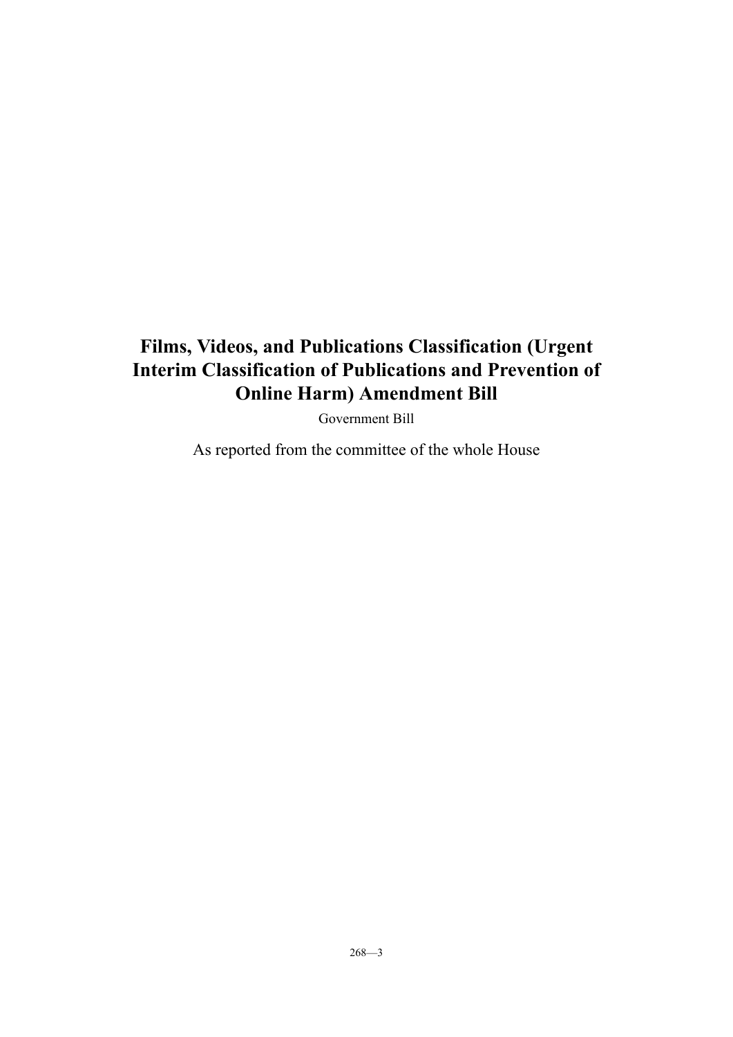# Films, Videos, and Publications Classification (Urgent Interim Classification of Publications and Prevention of Online Harm) Amendment Bill

Government Bill

As reported from the committee of the whole House

268—3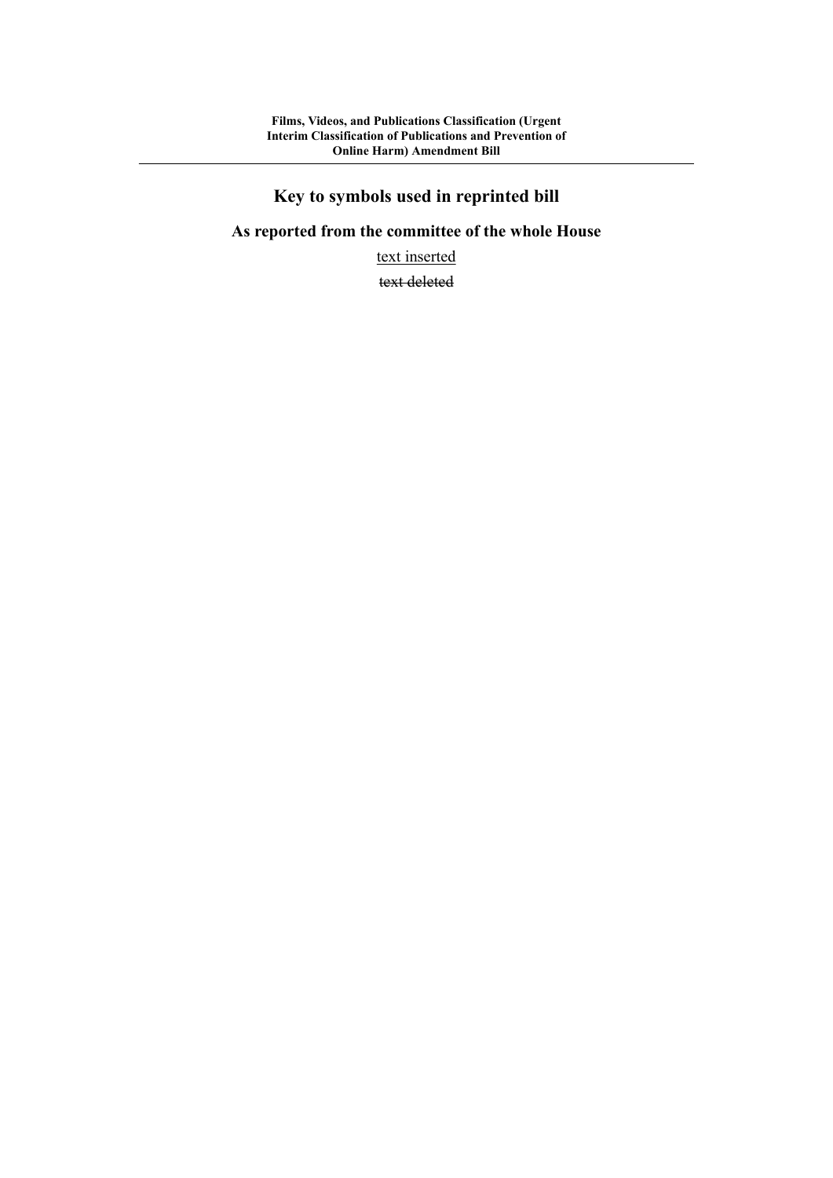# Key to symbols used in reprinted bill

## As reported from the committee of the whole House

<u>text inserted</u>

~~text deleted~~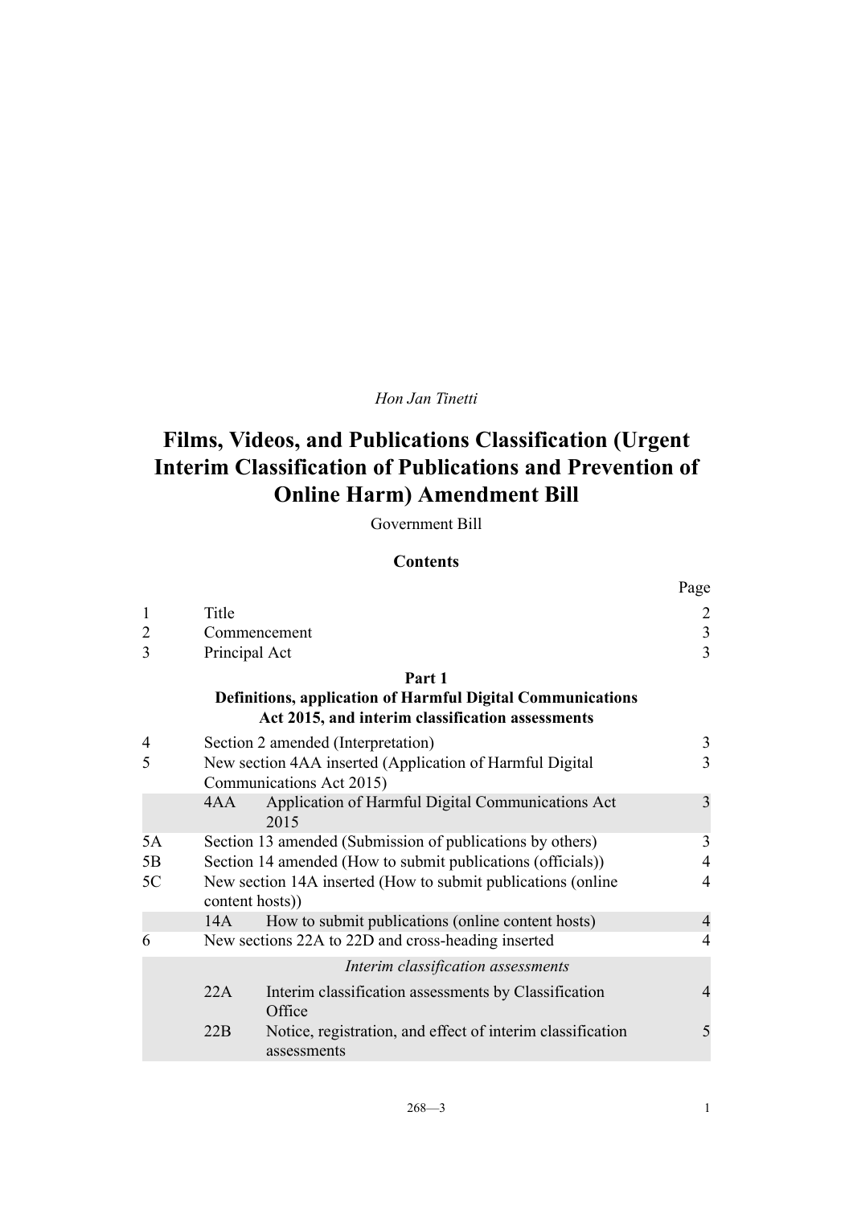*Hon Jan Tinetti*

# Films, Videos, and Publications Classification (Urgent Interim Classification of Publications and Prevention of Online Harm) Amendment Bill

Government Bill

## Contents

| | | | Page |
|---|---|---|---|
| 1 | Title | | 2 |
| 2 | Commencement | | 3 |
| 3 | Principal Act | | 3 |
| | **Part 1**<br>**Definitions, application of Harmful Digital Communications Act 2015, and interim classification assessments** | | |
| 4 | Section 2 amended (Interpretation) | | 3 |
| 5 | New section 4AA inserted (Application of Harmful Digital Communications Act 2015) | | 3 |
| | 4AA | Application of Harmful Digital Communications Act 2015 | 3 |
| 5A | Section 13 amended (Submission of publications by others) | | 3 |
| 5B | Section 14 amended (How to submit publications (officials)) | | 4 |
| 5C | New section 14A inserted (How to submit publications (online content hosts)) | | 4 |
| | 14A | How to submit publications (online content hosts) | 4 |
| 6 | New sections 22A to 22D and cross-heading inserted | | 4 |
| | | *Interim classification assessments* | |
| | 22A | Interim classification assessments by Classification Office | 4 |
| | 22B | Notice, registration, and effect of interim classification assessments | 5 |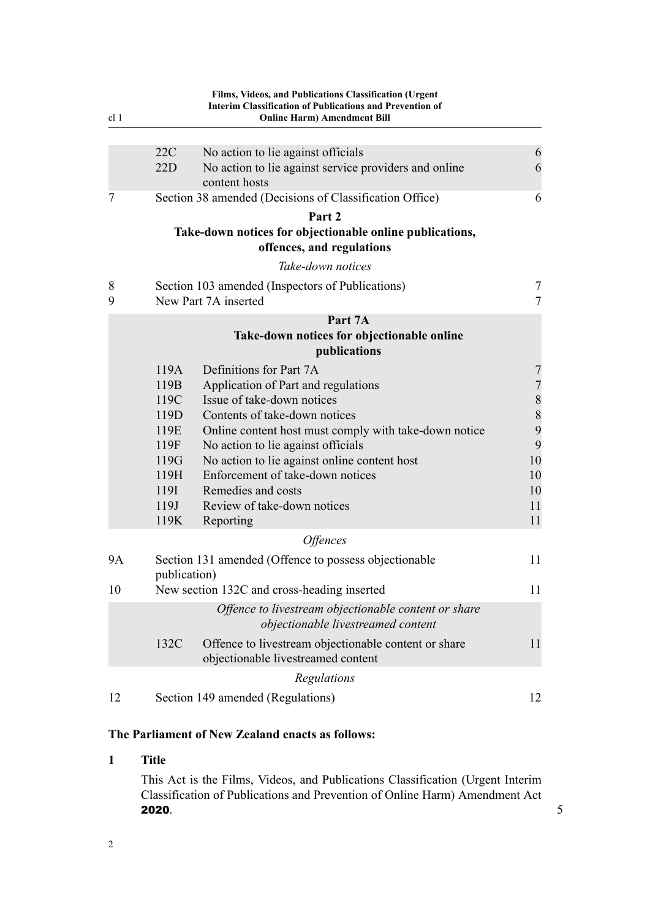| | | | |
|---|---|---|---|
| | 22C | No action to lie against officials | 6 |
| | 22D | No action to lie against service providers and online content hosts | 6 |
| 7 | | Section 38 amended (Decisions of Classification Office) | 6 |

**Part 2**
**Take-down notices for objectionable online publications, offences, and regulations**

*Take-down notices*

| | | | |
|---|---|---|---|
| 8 | | Section 103 amended (Inspectors of Publications) | 7 |
| 9 | | New Part 7A inserted | 7 |

**Part 7A**
**Take-down notices for objectionable online publications**

| | | | |
|---|---|---|---|
| | 119A | Definitions for Part 7A | 7 |
| | 119B | Application of Part and regulations | 7 |
| | 119C | Issue of take-down notices | 8 |
| | 119D | Contents of take-down notices | 8 |
| | 119E | Online content host must comply with take-down notice | 9 |
| | 119F | No action to lie against officials | 9 |
| | 119G | No action to lie against online content host | 10 |
| | 119H | Enforcement of take-down notices | 10 |
| | 119I | Remedies and costs | 10 |
| | 119J | Review of take-down notices | 11 |
| | 119K | Reporting | 11 |

*Offences*

| | | | |
|---|---|---|---|
| 9A | | Section 131 amended (Offence to possess objectionable publication) | 11 |
| 10 | | New section 132C and cross-heading inserted | 11 |

*Offence to livestream objectionable content or share objectionable livestreamed content*

| | | | |
|---|---|---|---|
| | 132C | Offence to livestream objectionable content or share objectionable livestreamed content | 11 |

*Regulations*

| | | | |
|---|---|---|---|
| 12 | | Section 149 amended (Regulations) | 12 |

**The Parliament of New Zealand enacts as follows:**

**1 Title**

This Act is the Films, Videos, and Publications Classification (Urgent Interim Classification of Publications and Prevention of Online Harm) Amendment Act **2020**.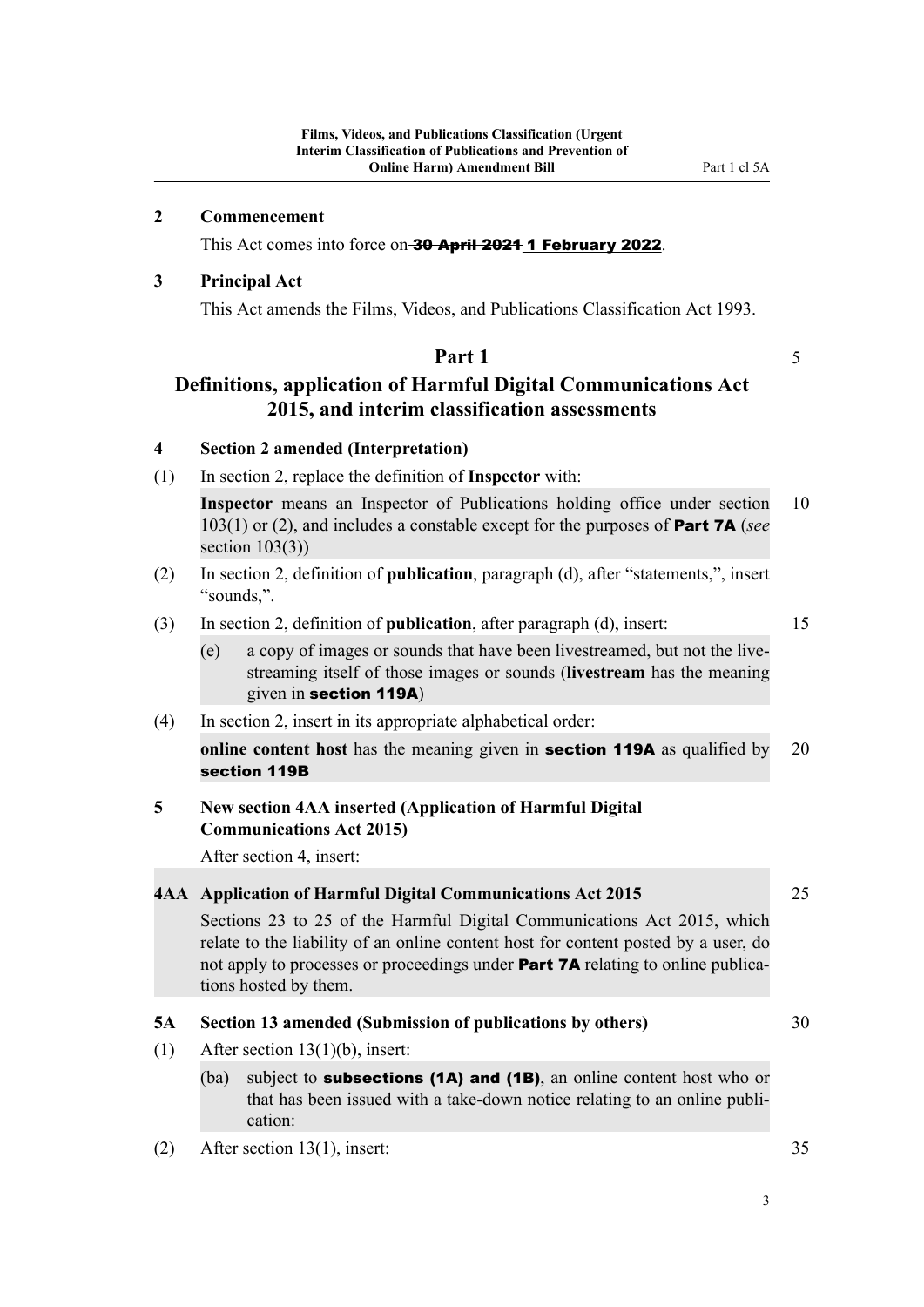## 2 Commencement

This Act comes into force on ~~30 April 2021~~ <u>1 February 2022</u>.

## 3 Principal Act

This Act amends the Films, Videos, and Publications Classification Act 1993.

# Part 1

# Definitions, application of Harmful Digital Communications Act 2015, and interim classification assessments

## 4 Section 2 amended (Interpretation)

(1) In section 2, replace the definition of **Inspector** with:

> **Inspector** means an Inspector of Publications holding office under section 103(1) or (2), and includes a constable except for the purposes of **Part 7A** (*see* section 103(3))

(2) In section 2, definition of **publication**, paragraph (d), after "statements,", insert "sounds,".

(3) In section 2, definition of **publication**, after paragraph (d), insert:

> (e) a copy of images or sounds that have been livestreamed, but not the livestreaming itself of those images or sounds (**livestream** has the meaning given in **section 119A**)

(4) In section 2, insert in its appropriate alphabetical order:

> **online content host** has the meaning given in **section 119A** as qualified by **section 119B**

## 5 New section 4AA inserted (Application of Harmful Digital Communications Act 2015)

After section 4, insert:

> **4AA Application of Harmful Digital Communications Act 2015**
>
> Sections 23 to 25 of the Harmful Digital Communications Act 2015, which relate to the liability of an online content host for content posted by a user, do not apply to processes or proceedings under **Part 7A** relating to online publications hosted by them.

## 5A Section 13 amended (Submission of publications by others)

(1) After section 13(1)(b), insert:

> (ba) subject to **subsections (1A) and (1B)**, an online content host who or that has been issued with a take-down notice relating to an online publication:

(2) After section 13(1), insert: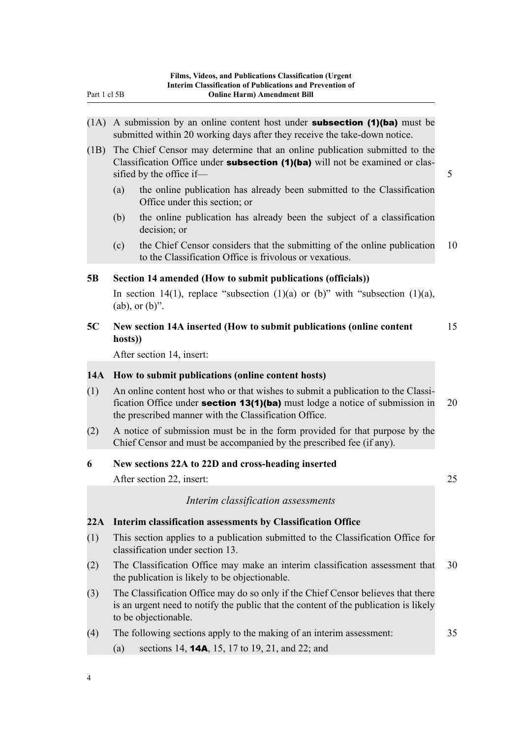(1A) A submission by an online content host under **subsection (1)(ba)** must be submitted within 20 working days after they receive the take-down notice.

(1B) The Chief Censor may determine that an online publication submitted to the Classification Office under **subsection (1)(ba)** will not be examined or classified by the office if—

- (a) the online publication has already been submitted to the Classification Office under this section; or
- (b) the online publication has already been the subject of a classification decision; or
- (c) the Chief Censor considers that the submitting of the online publication to the Classification Office is frivolous or vexatious.

### 5B Section 14 amended (How to submit publications (officials))

In section 14(1), replace "subsection (1)(a) or (b)" with "subsection (1)(a), (ab), or (b)".

### 5C New section 14A inserted (How to submit publications (online content hosts))

After section 14, insert:

#### 14A How to submit publications (online content hosts)

(1) An online content host who or that wishes to submit a publication to the Classification Office under **section 13(1)(ba)** must lodge a notice of submission in the prescribed manner with the Classification Office.

(2) A notice of submission must be in the form provided for that purpose by the Chief Censor and must be accompanied by the prescribed fee (if any).

### 6 New sections 22A to 22D and cross-heading inserted

After section 22, insert:

*Interim classification assessments*

#### 22A Interim classification assessments by Classification Office

(1) This section applies to a publication submitted to the Classification Office for classification under section 13.

(2) The Classification Office may make an interim classification assessment that the publication is likely to be objectionable.

(3) The Classification Office may do so only if the Chief Censor believes that there is an urgent need to notify the public that the content of the publication is likely to be objectionable.

(4) The following sections apply to the making of an interim assessment:

- (a) sections 14, **14A**, 15, 17 to 19, 21, and 22; and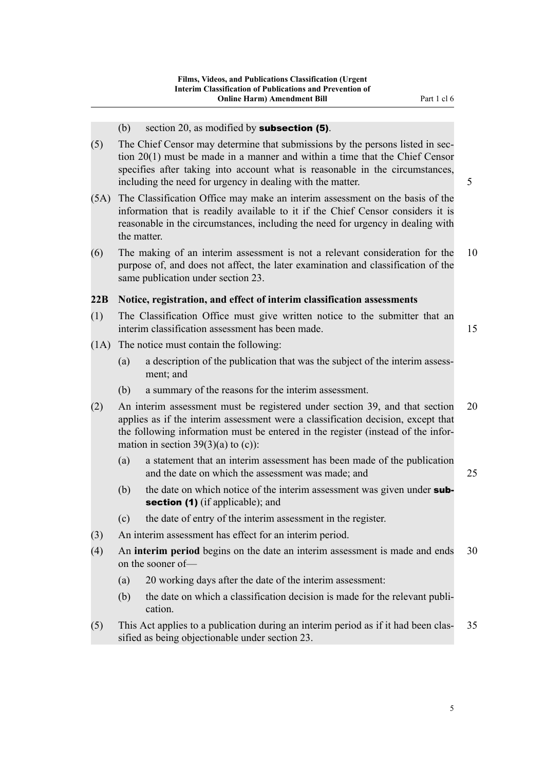(b) section 20, as modified by **subsection (5)**.

(5) The Chief Censor may determine that submissions by the persons listed in section 20(1) must be made in a manner and within a time that the Chief Censor specifies after taking into account what is reasonable in the circumstances, including the need for urgency in dealing with the matter.

(5A) The Classification Office may make an interim assessment on the basis of the information that is readily available to it if the Chief Censor considers it is reasonable in the circumstances, including the need for urgency in dealing with the matter.

(6) The making of an interim assessment is not a relevant consideration for the purpose of, and does not affect, the later examination and classification of the same publication under section 23.

### 22B Notice, registration, and effect of interim classification assessments

(1) The Classification Office must give written notice to the submitter that an interim classification assessment has been made.

(1A) The notice must contain the following:

(a) a description of the publication that was the subject of the interim assessment; and

(b) a summary of the reasons for the interim assessment.

(2) An interim assessment must be registered under section 39, and that section applies as if the interim assessment were a classification decision, except that the following information must be entered in the register (instead of the information in section 39(3)(a) to (c)):

(a) a statement that an interim assessment has been made of the publication and the date on which the assessment was made; and

(b) the date on which notice of the interim assessment was given under **subsection (1)** (if applicable); and

(c) the date of entry of the interim assessment in the register.

(3) An interim assessment has effect for an interim period.

(4) An **interim period** begins on the date an interim assessment is made and ends on the sooner of—

(a) 20 working days after the date of the interim assessment:

(b) the date on which a classification decision is made for the relevant publication.

(5) This Act applies to a publication during an interim period as if it had been classified as being objectionable under section 23.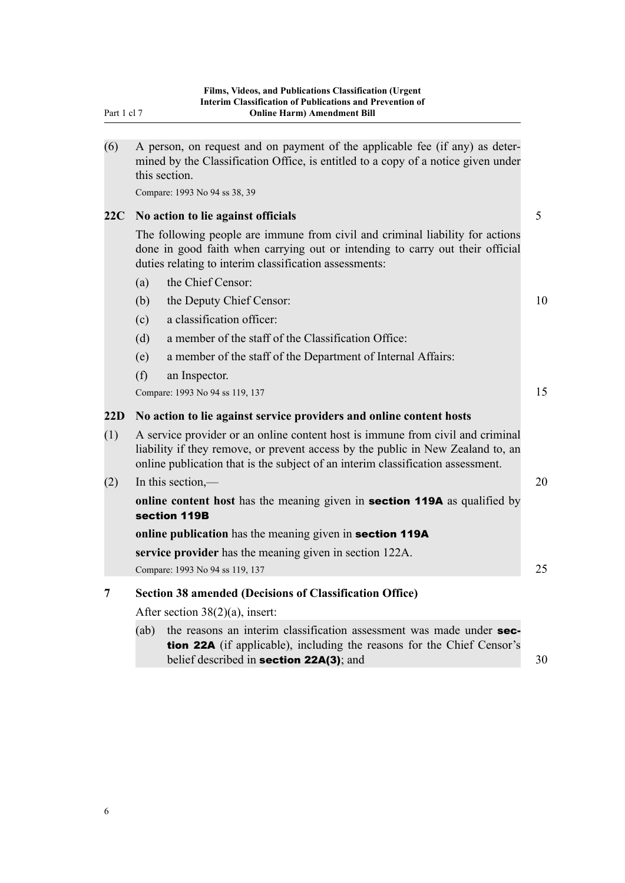(6) A person, on request and on payment of the applicable fee (if any) as determined by the Classification Office, is entitled to a copy of a notice given under this section.

Compare: 1993 No 94 ss 38, 39

### 22C No action to lie against officials

The following people are immune from civil and criminal liability for actions done in good faith when carrying out or intending to carry out their official duties relating to interim classification assessments:

(a) the Chief Censor:

(b) the Deputy Chief Censor:

(c) a classification officer:

(d) a member of the staff of the Classification Office:

(e) a member of the staff of the Department of Internal Affairs:

(f) an Inspector.

Compare: 1993 No 94 ss 119, 137

### 22D No action to lie against service providers and online content hosts

(1) A service provider or an online content host is immune from civil and criminal liability if they remove, or prevent access by the public in New Zealand to, an online publication that is the subject of an interim classification assessment.

(2) In this section,—

**online content host** has the meaning given in **section 119A** as qualified by **section 119B**

**online publication** has the meaning given in **section 119A**

**service provider** has the meaning given in section 122A.

Compare: 1993 No 94 ss 119, 137

### 7 Section 38 amended (Decisions of Classification Office)

After section 38(2)(a), insert:

(ab) the reasons an interim classification assessment was made under **section 22A** (if applicable), including the reasons for the Chief Censor's belief described in **section 22A(3)**; and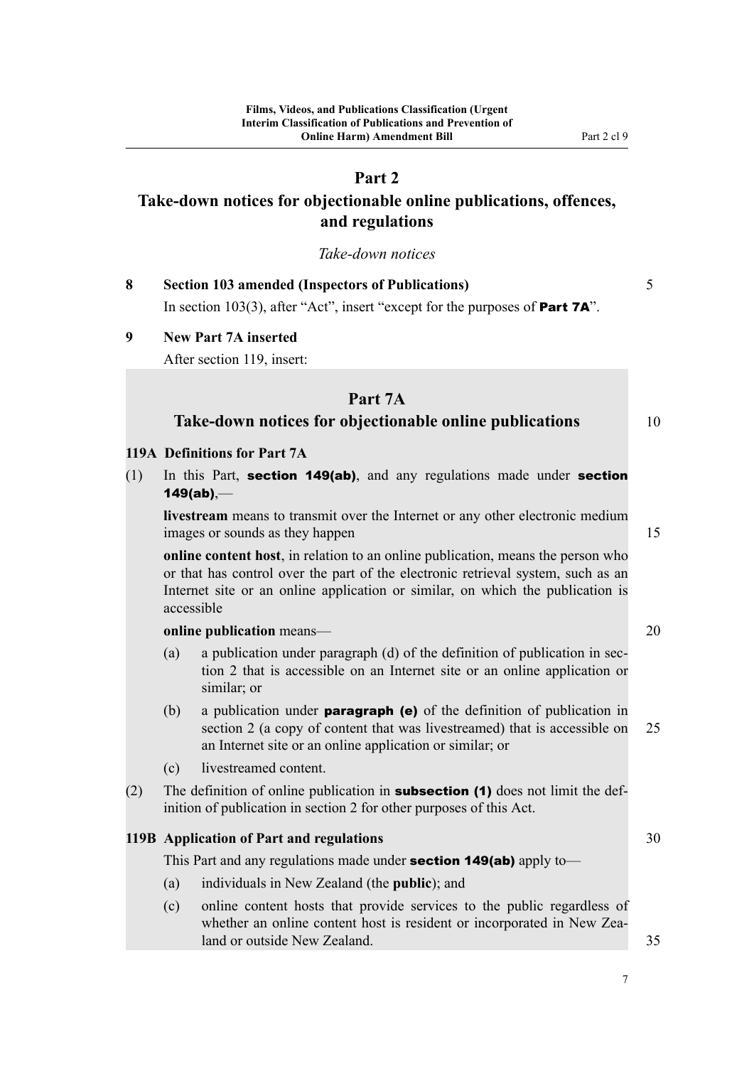## Part 2

## Take-down notices for objectionable online publications, offences, and regulations

*Take-down notices*

**8 Section 103 amended (Inspectors of Publications)**

In section 103(3), after "Act", insert "except for the purposes of **Part 7A**".

**9 New Part 7A inserted**

After section 119, insert:

## Part 7A

## Take-down notices for objectionable online publications

**119A Definitions for Part 7A**

(1) In this Part, **section 149(ab)**, and any regulations made under **section 149(ab)**,—

**livestream** means to transmit over the Internet or any other electronic medium images or sounds as they happen

**online content host**, in relation to an online publication, means the person who or that has control over the part of the electronic retrieval system, such as an Internet site or an online application or similar, on which the publication is accessible

**online publication** means—

(a) a publication under paragraph (d) of the definition of publication in section 2 that is accessible on an Internet site or an online application or similar; or

(b) a publication under **paragraph (e)** of the definition of publication in section 2 (a copy of content that was livestreamed) that is accessible on an Internet site or an online application or similar; or

(c) livestreamed content.

(2) The definition of online publication in **subsection (1)** does not limit the definition of publication in section 2 for other purposes of this Act.

**119B Application of Part and regulations**

This Part and any regulations made under **section 149(ab)** apply to—

(a) individuals in New Zealand (the **public**); and

(c) online content hosts that provide services to the public regardless of whether an online content host is resident or incorporated in New Zealand or outside New Zealand.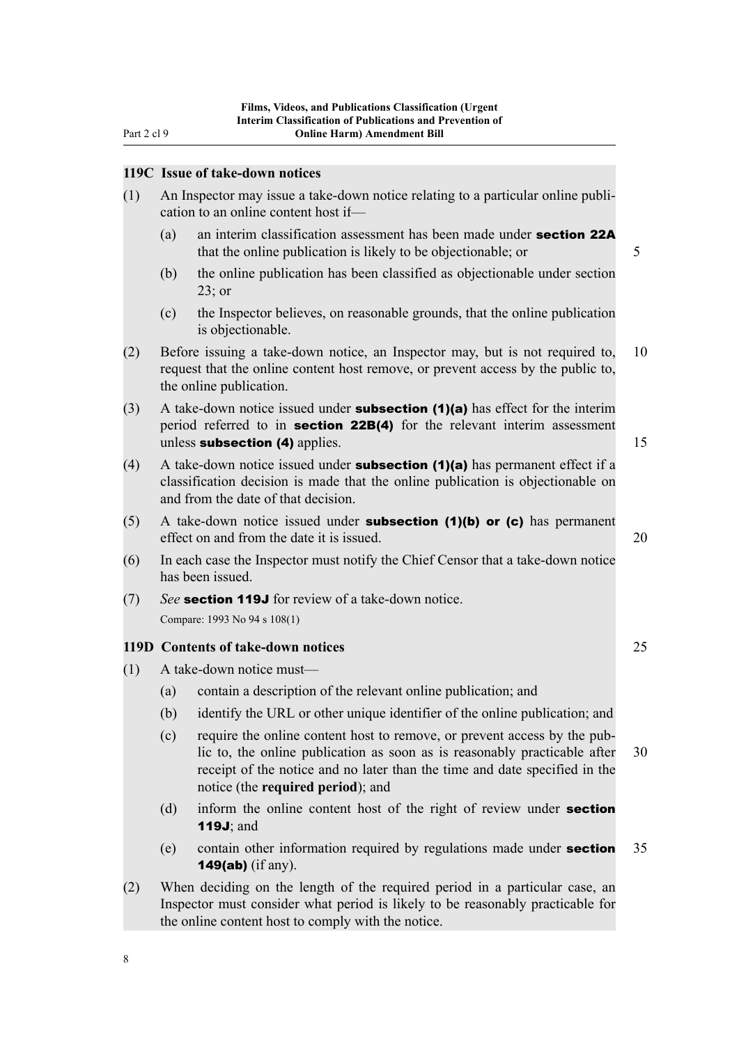### 119C Issue of take-down notices

(1) An Inspector may issue a take-down notice relating to a particular online publication to an online content host if—

(a) an interim classification assessment has been made under **section 22A** that the online publication is likely to be objectionable; or

(b) the online publication has been classified as objectionable under section 23; or

(c) the Inspector believes, on reasonable grounds, that the online publication is objectionable.

(2) Before issuing a take-down notice, an Inspector may, but is not required to, request that the online content host remove, or prevent access by the public to, the online publication.

(3) A take-down notice issued under **subsection (1)(a)** has effect for the interim period referred to in **section 22B(4)** for the relevant interim assessment unless **subsection (4)** applies.

(4) A take-down notice issued under **subsection (1)(a)** has permanent effect if a classification decision is made that the online publication is objectionable on and from the date of that decision.

(5) A take-down notice issued under **subsection (1)(b) or (c)** has permanent effect on and from the date it is issued.

(6) In each case the Inspector must notify the Chief Censor that a take-down notice has been issued.

(7) *See* **section 119J** for review of a take-down notice.

Compare: 1993 No 94 s 108(1)

### 119D Contents of take-down notices

(1) A take-down notice must—

(a) contain a description of the relevant online publication; and

(b) identify the URL or other unique identifier of the online publication; and

(c) require the online content host to remove, or prevent access by the public to, the online publication as soon as is reasonably practicable after receipt of the notice and no later than the time and date specified in the notice (the **required period**); and

(d) inform the online content host of the right of review under **section 119J**; and

(e) contain other information required by regulations made under **section 149(ab)** (if any).

(2) When deciding on the length of the required period in a particular case, an Inspector must consider what period is likely to be reasonably practicable for the online content host to comply with the notice.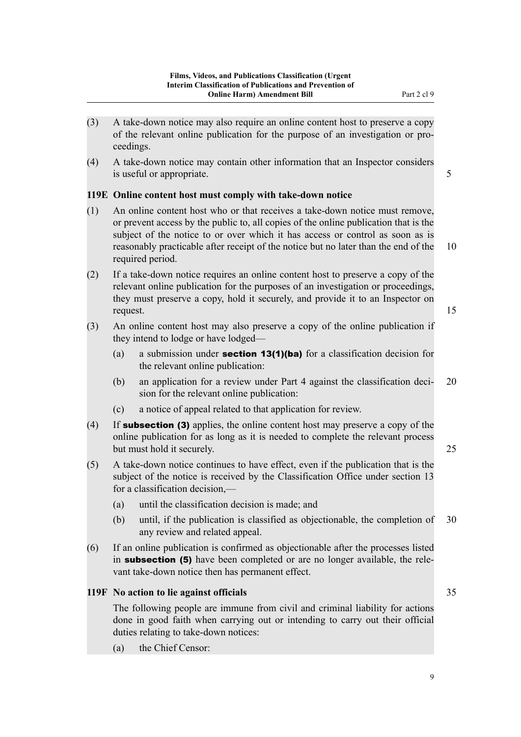(3) A take-down notice may also require an online content host to preserve a copy of the relevant online publication for the purpose of an investigation or proceedings.

(4) A take-down notice may contain other information that an Inspector considers is useful or appropriate.

### 119E Online content host must comply with take-down notice

(1) An online content host who or that receives a take-down notice must remove, or prevent access by the public to, all copies of the online publication that is the subject of the notice to or over which it has access or control as soon as is reasonably practicable after receipt of the notice but no later than the end of the required period.

(2) If a take-down notice requires an online content host to preserve a copy of the relevant online publication for the purposes of an investigation or proceedings, they must preserve a copy, hold it securely, and provide it to an Inspector on request.

(3) An online content host may also preserve a copy of the online publication if they intend to lodge or have lodged—

- (a) a submission under **section 13(1)(ba)** for a classification decision for the relevant online publication:
- (b) an application for a review under Part 4 against the classification decision for the relevant online publication:
- (c) a notice of appeal related to that application for review.

(4) If **subsection (3)** applies, the online content host may preserve a copy of the online publication for as long as it is needed to complete the relevant process but must hold it securely.

(5) A take-down notice continues to have effect, even if the publication that is the subject of the notice is received by the Classification Office under section 13 for a classification decision,—

- (a) until the classification decision is made; and
- (b) until, if the publication is classified as objectionable, the completion of any review and related appeal.

(6) If an online publication is confirmed as objectionable after the processes listed in **subsection (5)** have been completed or are no longer available, the relevant take-down notice then has permanent effect.

### 119F No action to lie against officials

The following people are immune from civil and criminal liability for actions done in good faith when carrying out or intending to carry out their official duties relating to take-down notices:

- (a) the Chief Censor: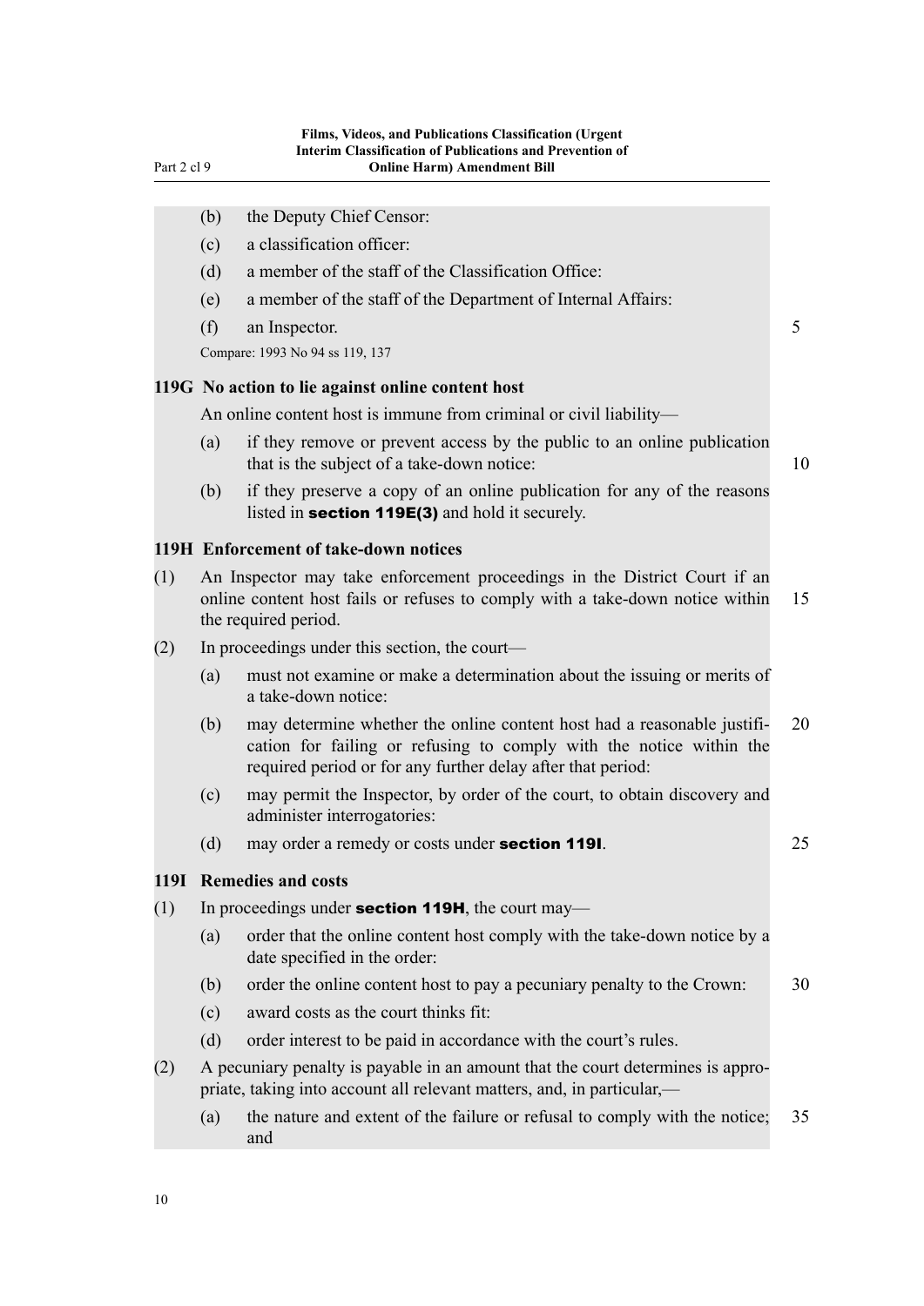(b) the Deputy Chief Censor:

(c) a classification officer:

(d) a member of the staff of the Classification Office:

(e) a member of the staff of the Department of Internal Affairs:

(f) an Inspector.

Compare: 1993 No 94 ss 119, 137

### 119G No action to lie against online content host

An online content host is immune from criminal or civil liability—

(a) if they remove or prevent access by the public to an online publication that is the subject of a take-down notice:

(b) if they preserve a copy of an online publication for any of the reasons listed in **section 119E(3)** and hold it securely.

### 119H Enforcement of take-down notices

(1) An Inspector may take enforcement proceedings in the District Court if an online content host fails or refuses to comply with a take-down notice within the required period.

(2) In proceedings under this section, the court—

(a) must not examine or make a determination about the issuing or merits of a take-down notice:

(b) may determine whether the online content host had a reasonable justification for failing or refusing to comply with the notice within the required period or for any further delay after that period:

(c) may permit the Inspector, by order of the court, to obtain discovery and administer interrogatories:

(d) may order a remedy or costs under **section 119I**.

### 119I Remedies and costs

(1) In proceedings under **section 119H**, the court may—

(a) order that the online content host comply with the take-down notice by a date specified in the order:

(b) order the online content host to pay a pecuniary penalty to the Crown:

(c) award costs as the court thinks fit:

(d) order interest to be paid in accordance with the court's rules.

(2) A pecuniary penalty is payable in an amount that the court determines is appropriate, taking into account all relevant matters, and, in particular,—

(a) the nature and extent of the failure or refusal to comply with the notice; and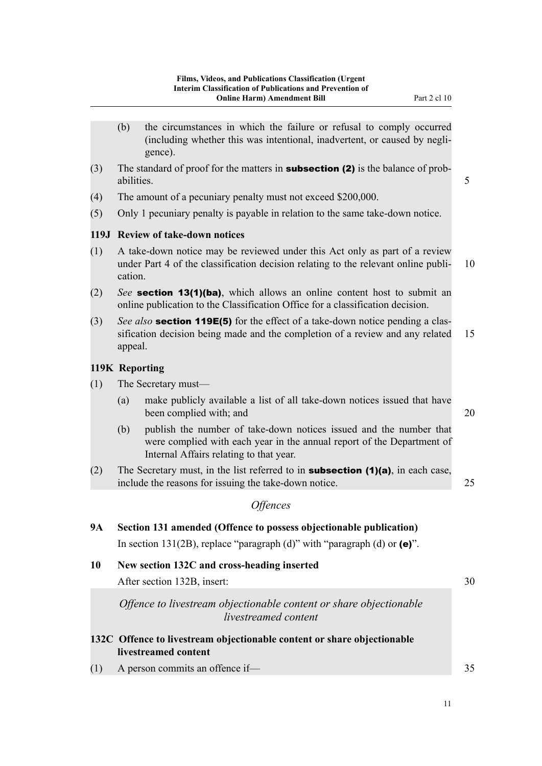(b) the circumstances in which the failure or refusal to comply occurred (including whether this was intentional, inadvertent, or caused by negligence).

(3) The standard of proof for the matters in **subsection (2)** is the balance of probabilities.

(4) The amount of a pecuniary penalty must not exceed $200,000.

(5) Only 1 pecuniary penalty is payable in relation to the same take-down notice.

**119J Review of take-down notices**

(1) A take-down notice may be reviewed under this Act only as part of a review under Part 4 of the classification decision relating to the relevant online publication.

(2) *See* **section 13(1)(ba)**, which allows an online content host to submit an online publication to the Classification Office for a classification decision.

(3) *See also* **section 119E(5)** for the effect of a take-down notice pending a classification decision being made and the completion of a review and any related appeal.

**119K Reporting**

(1) The Secretary must—

(a) make publicly available a list of all take-down notices issued that have been complied with; and

(b) publish the number of take-down notices issued and the number that were complied with each year in the annual report of the Department of Internal Affairs relating to that year.

(2) The Secretary must, in the list referred to in **subsection (1)(a)**, in each case, include the reasons for issuing the take-down notice.

*Offences*

**9A Section 131 amended (Offence to possess objectionable publication)**

In section 131(2B), replace "paragraph (d)" with "paragraph (d) or **(e)**".

**10 New section 132C and cross-heading inserted**

After section 132B, insert:

*Offence to livestream objectionable content or share objectionable livestreamed content*

**132C Offence to livestream objectionable content or share objectionable livestreamed content**

(1) A person commits an offence if—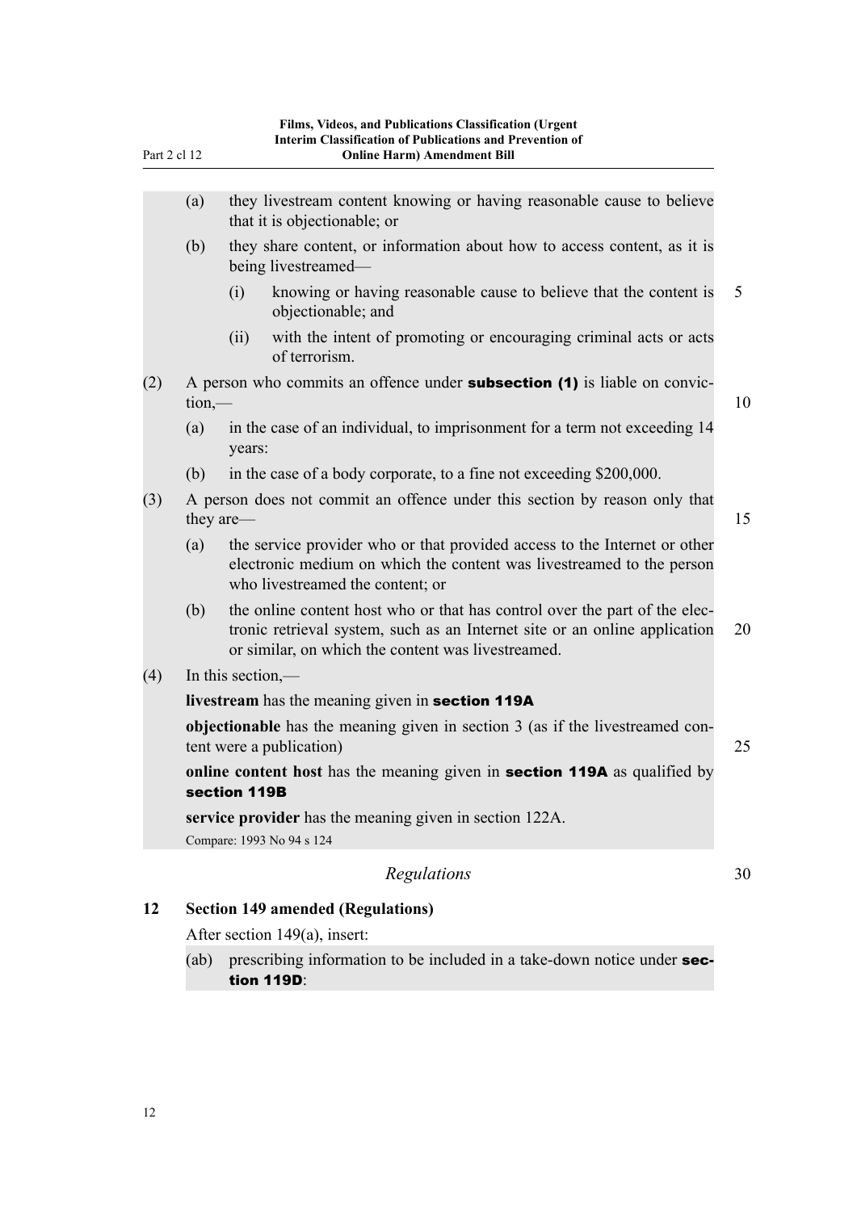(a) they livestream content knowing or having reasonable cause to believe that it is objectionable; or

(b) they share content, or information about how to access content, as it is being livestreamed—

  (i) knowing or having reasonable cause to believe that the content is objectionable; and

  (ii) with the intent of promoting or encouraging criminal acts or acts of terrorism.

(2) A person who commits an offence under **subsection (1)** is liable on conviction,—

(a) in the case of an individual, to imprisonment for a term not exceeding 14 years:

(b) in the case of a body corporate, to a fine not exceeding $200,000.

(3) A person does not commit an offence under this section by reason only that they are—

(a) the service provider who or that provided access to the Internet or other electronic medium on which the content was livestreamed to the person who livestreamed the content; or

(b) the online content host who or that has control over the part of the electronic retrieval system, such as an Internet site or an online application or similar, on which the content was livestreamed.

(4) In this section,—

**livestream** has the meaning given in **section 119A**

**objectionable** has the meaning given in section 3 (as if the livestreamed content were a publication)

**online content host** has the meaning given in **section 119A** as qualified by **section 119B**

**service provider** has the meaning given in section 122A.

Compare: 1993 No 94 s 124

*Regulations*

### 12 Section 149 amended (Regulations)

After section 149(a), insert:

(ab) prescribing information to be included in a take-down notice under **section 119D**: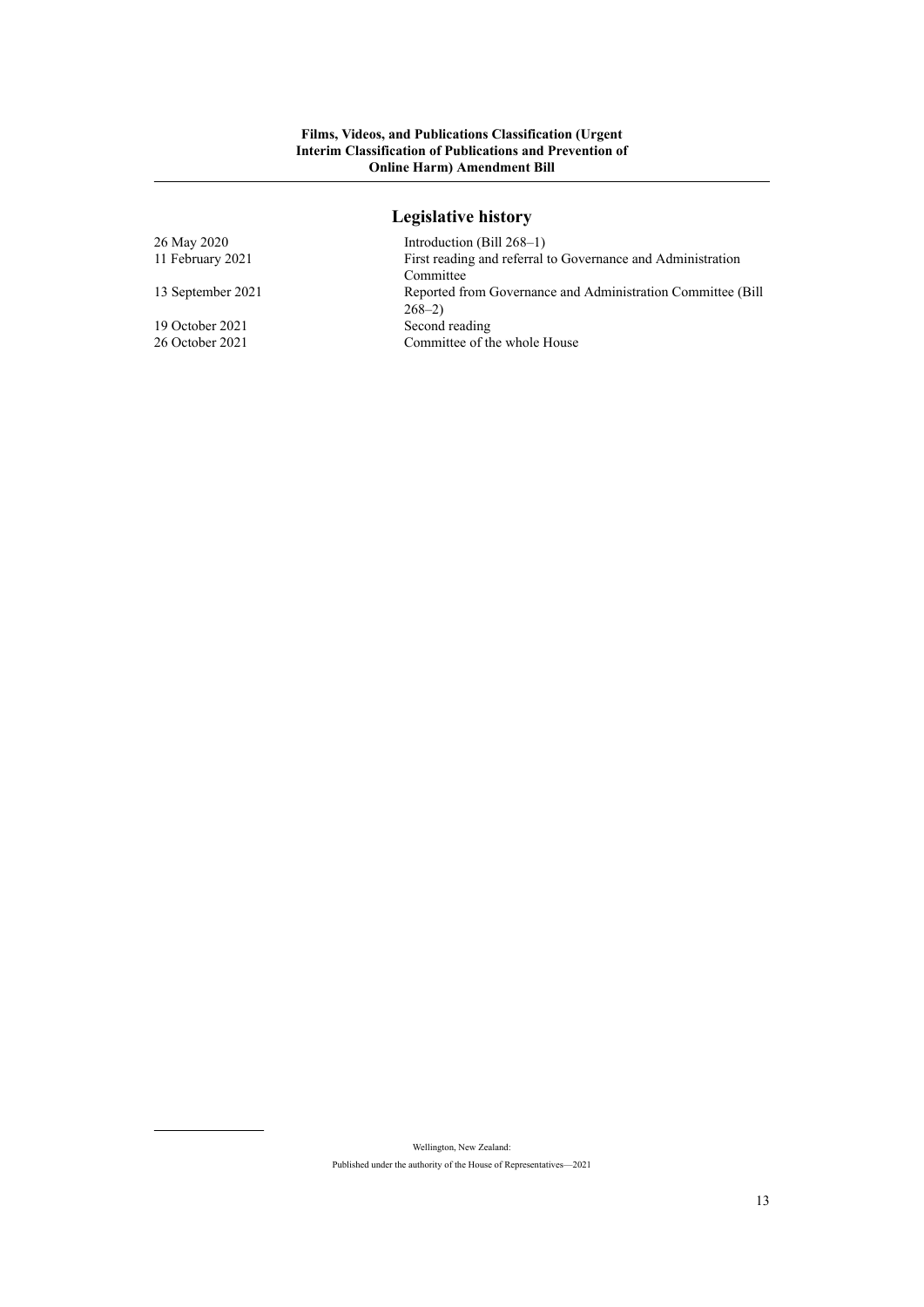## Legislative history

| | |
|---|---|
| 26 May 2020 | Introduction (Bill 268–1) |
| 11 February 2021 | First reading and referral to Governance and Administration Committee |
| 13 September 2021 | Reported from Governance and Administration Committee (Bill 268–2) |
| 19 October 2021 | Second reading |
| 26 October 2021 | Committee of the whole House |

Wellington, New Zealand:

Published under the authority of the House of Representatives—2021